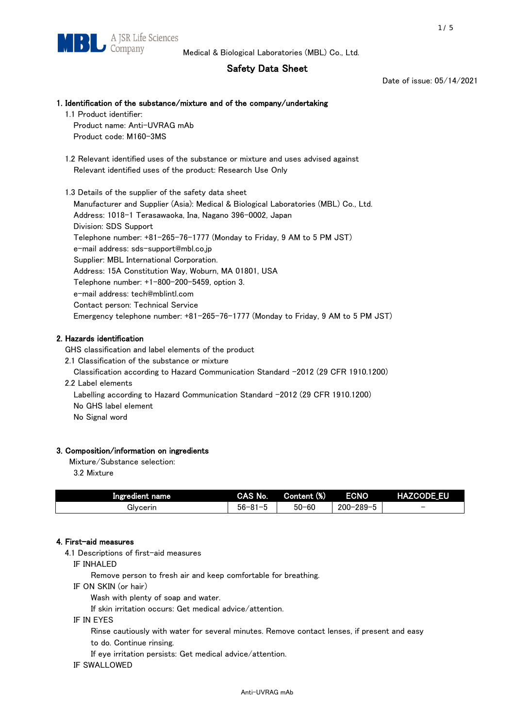Medical & Biological Laboratories (MBL) Co., Ltd.

# Safety Data Sheet

Date of issue: 05/14/2021

## 1. Identification of the substance/mixture and of the company/undertaking

1.1 Product identifier:

Product name: Anti-UVRAG mAb

Product code: M160-3MS

1.2 Relevant identified uses of the substance or mixture and uses advised against

Relevant identified uses of the product: Research Use Only

1.3 Details of the supplier of the safety data sheet

Manufacturer and Supplier (Asia): Medical & Biological Laboratories (MBL) Co., Ltd.

Address: 1018-1 Terasawaoka, Ina, Nagano 396-0002, Japan

Division: SDS Support

Telephone number: +81-265-76-1777 (Monday to Friday, 9 AM to 5 PM JST)

e-mail address: sds-support@mbl.co.jp

Supplier: MBL International Corporation.

Address: 15A Constitution Way, Woburn, MA 01801, USA

Telephone number: +1-800-200-5459, option 3.

e-mail address: tech@mblintl.com

Contact person: Technical Service

Emergency telephone number: +81-265-76-1777 (Monday to Friday, 9 AM to 5 PM JST)

## 2. Hazards identification

GHS classification and label elements of the product

2.1 Classification of the substance or mixture

Classification according to Hazard Communication Standard -2012 (29 CFR 1910.1200)

2.2 Label elements

Labelling according to Hazard Communication Standard -2012 (29 CFR 1910.1200)

No GHS label element

No Signal word

## 3. Composition/information on ingredients

Mixture/Substance selection:

3.2 Mixture

| Ingredient name | CAS No. | Content (%) | ECNO | HAZCODE_EU |
|---|---|---|---|---|
| Glycerin | 56-81-5 | 50-60 | 200-289-5 | - |

## 4. First-aid measures

4.1 Descriptions of first-aid measures

IF INHALED

Remove person to fresh air and keep comfortable for breathing.

IF ON SKIN (or hair)

Wash with plenty of soap and water.

If skin irritation occurs: Get medical advice/attention.

IF IN EYES

Rinse cautiously with water for several minutes. Remove contact lenses, if present and easy to do. Continue rinsing.

If eye irritation persists: Get medical advice/attention.

IF SWALLOWED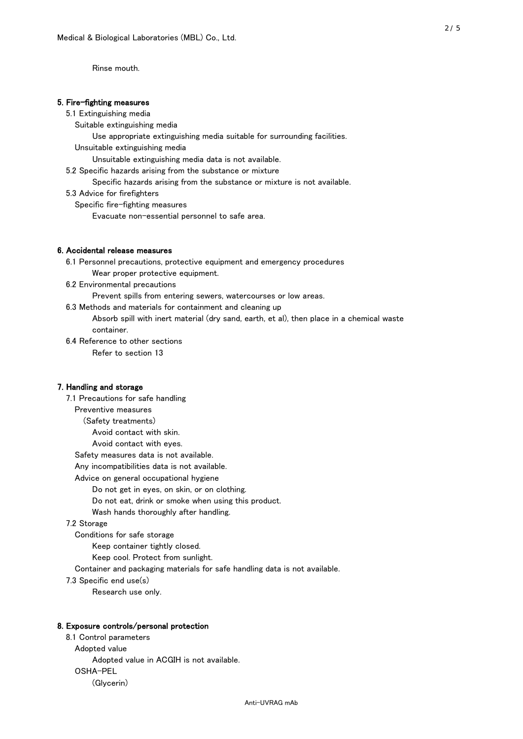Rinse mouth.

## 5. Fire-fighting measures

5.1 Extinguishing media

Suitable extinguishing media

Use appropriate extinguishing media suitable for surrounding facilities.

Unsuitable extinguishing media

Unsuitable extinguishing media data is not available.

5.2 Specific hazards arising from the substance or mixture

Specific hazards arising from the substance or mixture is not available.

5.3 Advice for firefighters

Specific fire-fighting measures

Evacuate non-essential personnel to safe area.

## 6. Accidental release measures

6.1 Personnel precautions, protective equipment and emergency procedures

Wear proper protective equipment.

6.2 Environmental precautions

Prevent spills from entering sewers, watercourses or low areas.

6.3 Methods and materials for containment and cleaning up

Absorb spill with inert material (dry sand, earth, et al), then place in a chemical waste container.

6.4 Reference to other sections

Refer to section 13

## 7. Handling and storage

7.1 Precautions for safe handling

Preventive measures

(Safety treatments)

Avoid contact with skin.

Avoid contact with eyes.

Safety measures data is not available.

Any incompatibilities data is not available.

Advice on general occupational hygiene

Do not get in eyes, on skin, or on clothing.

Do not eat, drink or smoke when using this product.

Wash hands thoroughly after handling.

7.2 Storage

Conditions for safe storage

Keep container tightly closed.

Keep cool. Protect from sunlight.

Container and packaging materials for safe handling data is not available.

7.3 Specific end use(s)

Research use only.

## 8. Exposure controls/personal protection

8.1 Control parameters

Adopted value

Adopted value in ACGIH is not available.

OSHA-PEL

(Glycerin)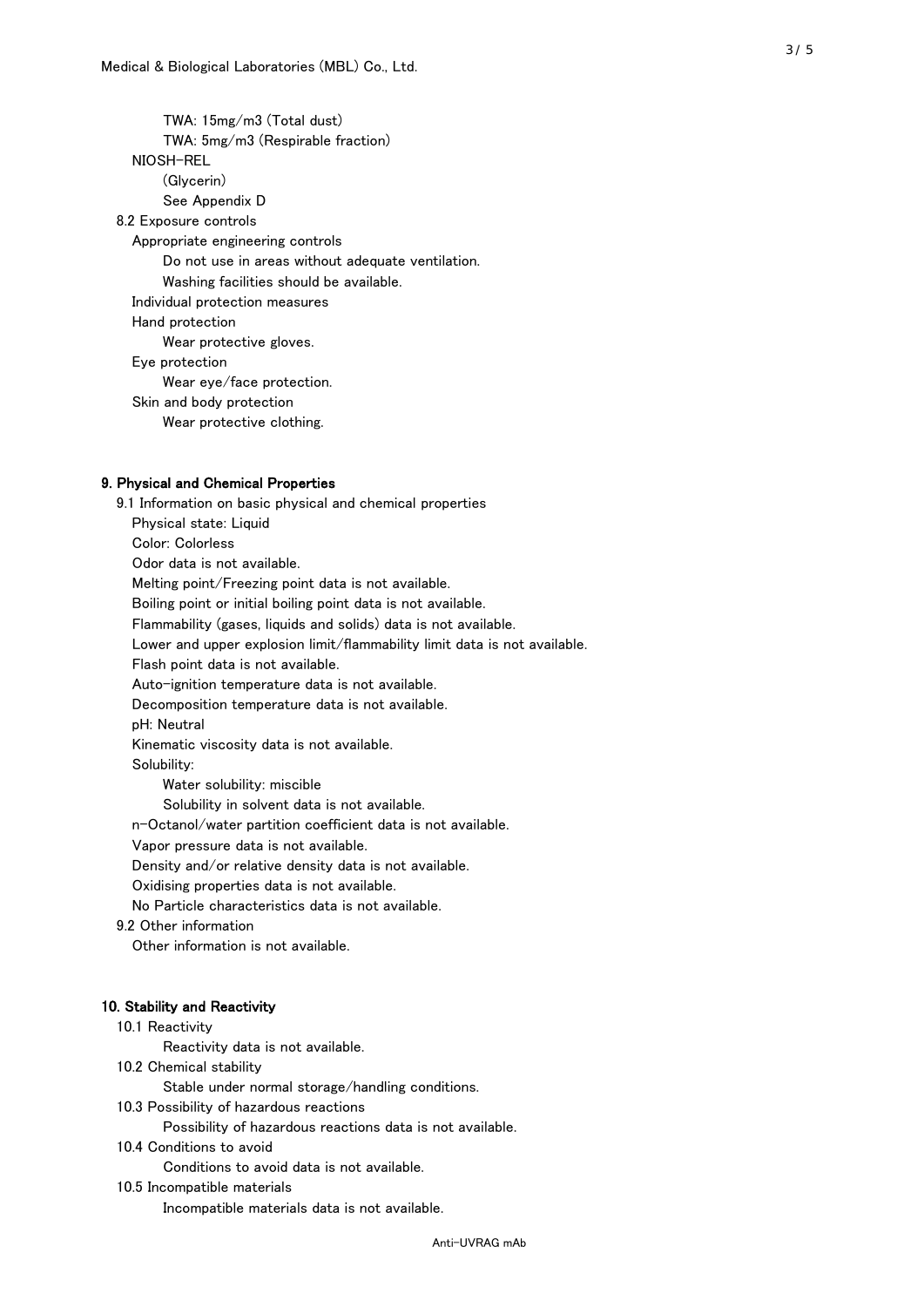TWA: 15mg/m3 (Total dust)

TWA: 5mg/m3 (Respirable fraction)

NIOSH-REL

(Glycerin)

See Appendix D

8.2 Exposure controls

Appropriate engineering controls

Do not use in areas without adequate ventilation.

Washing facilities should be available.

Individual protection measures

Hand protection

Wear protective gloves.

Eye protection

Wear eye/face protection.

Skin and body protection

Wear protective clothing.

## 9. Physical and Chemical Properties

9.1 Information on basic physical and chemical properties

Physical state: Liquid

Color: Colorless

Odor data is not available.

Melting point/Freezing point data is not available.

Boiling point or initial boiling point data is not available.

Flammability (gases, liquids and solids) data is not available.

Lower and upper explosion limit/flammability limit data is not available.

Flash point data is not available.

Auto-ignition temperature data is not available.

Decomposition temperature data is not available.

pH: Neutral

Kinematic viscosity data is not available.

Solubility:

Water solubility: miscible

Solubility in solvent data is not available.

n-Octanol/water partition coefficient data is not available.

Vapor pressure data is not available.

Density and/or relative density data is not available.

Oxidising properties data is not available.

No Particle characteristics data is not available.

9.2 Other information

Other information is not available.

## 10. Stability and Reactivity

10.1 Reactivity

Reactivity data is not available.

10.2 Chemical stability

Stable under normal storage/handling conditions.

10.3 Possibility of hazardous reactions

Possibility of hazardous reactions data is not available.

10.4 Conditions to avoid

Conditions to avoid data is not available.

10.5 Incompatible materials

Incompatible materials data is not available.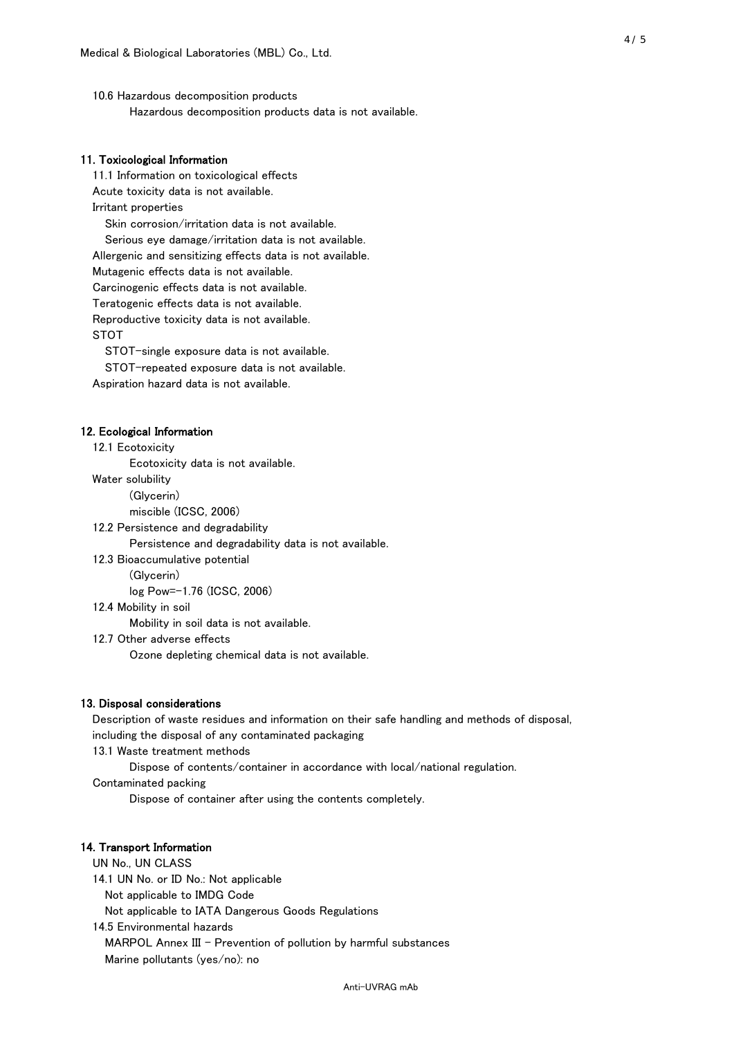10.6 Hazardous decomposition products

Hazardous decomposition products data is not available.

## 11. Toxicological Information

11.1 Information on toxicological effects

Acute toxicity data is not available.

Irritant properties

Skin corrosion/irritation data is not available.

Serious eye damage/irritation data is not available.

Allergenic and sensitizing effects data is not available.

Mutagenic effects data is not available.

Carcinogenic effects data is not available.

Teratogenic effects data is not available.

Reproductive toxicity data is not available.

STOT

STOT-single exposure data is not available.

STOT-repeated exposure data is not available.

Aspiration hazard data is not available.

## 12. Ecological Information

12.1 Ecotoxicity

Ecotoxicity data is not available.

Water solubility

(Glycerin)

miscible (ICSC, 2006)

12.2 Persistence and degradability

Persistence and degradability data is not available.

12.3 Bioaccumulative potential

(Glycerin)

log Pow=-1.76 (ICSC, 2006)

12.4 Mobility in soil

Mobility in soil data is not available.

12.7 Other adverse effects

Ozone depleting chemical data is not available.

## 13. Disposal considerations

Description of waste residues and information on their safe handling and methods of disposal, including the disposal of any contaminated packaging

13.1 Waste treatment methods

Dispose of contents/container in accordance with local/national regulation.

Contaminated packing

Dispose of container after using the contents completely.

## 14. Transport Information

UN No., UN CLASS

14.1 UN No. or ID No.: Not applicable

Not applicable to IMDG Code

Not applicable to IATA Dangerous Goods Regulations

14.5 Environmental hazards

MARPOL Annex III - Prevention of pollution by harmful substances

Marine pollutants (yes/no): no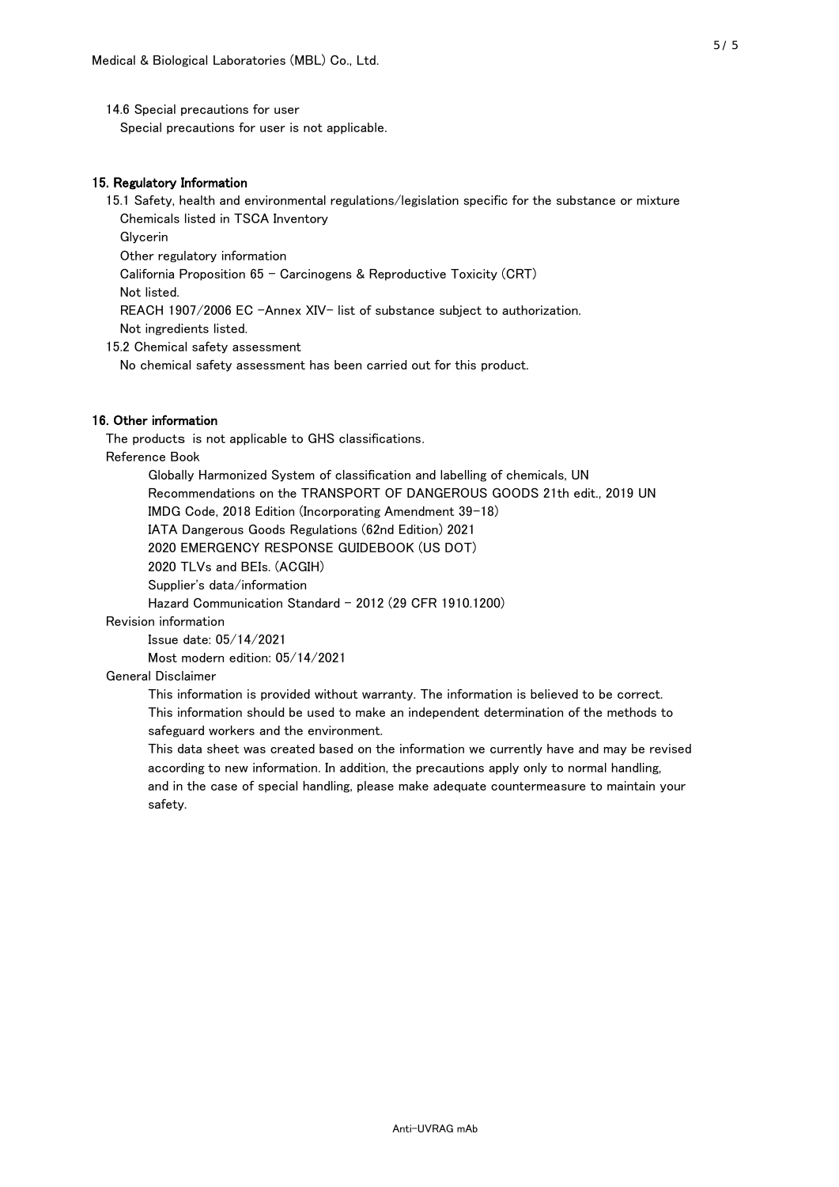14.6 Special precautions for user

Special precautions for user is not applicable.

## 15. Regulatory Information

15.1 Safety, health and environmental regulations/legislation specific for the substance or mixture

Chemicals listed in TSCA Inventory

Glycerin

Other regulatory information

California Proposition 65 - Carcinogens & Reproductive Toxicity (CRT)

Not listed.

REACH 1907/2006 EC -Annex XIV- list of substance subject to authorization.

Not ingredients listed.

15.2 Chemical safety assessment

No chemical safety assessment has been carried out for this product.

## 16. Other information

The products is not applicable to GHS classifications.

Reference Book

Globally Harmonized System of classification and labelling of chemicals, UN

Recommendations on the TRANSPORT OF DANGEROUS GOODS 21th edit., 2019 UN

IMDG Code, 2018 Edition (Incorporating Amendment 39-18)

IATA Dangerous Goods Regulations (62nd Edition) 2021

2020 EMERGENCY RESPONSE GUIDEBOOK (US DOT)

2020 TLVs and BEIs. (ACGIH)

Supplier's data/information

Hazard Communication Standard - 2012 (29 CFR 1910.1200)

Revision information

Issue date: 05/14/2021

Most modern edition: 05/14/2021

General Disclaimer

This information is provided without warranty. The information is believed to be correct. This information should be used to make an independent determination of the methods to safeguard workers and the environment.

This data sheet was created based on the information we currently have and may be revised according to new information. In addition, the precautions apply only to normal handling, and in the case of special handling, please make adequate countermeasure to maintain your safety.